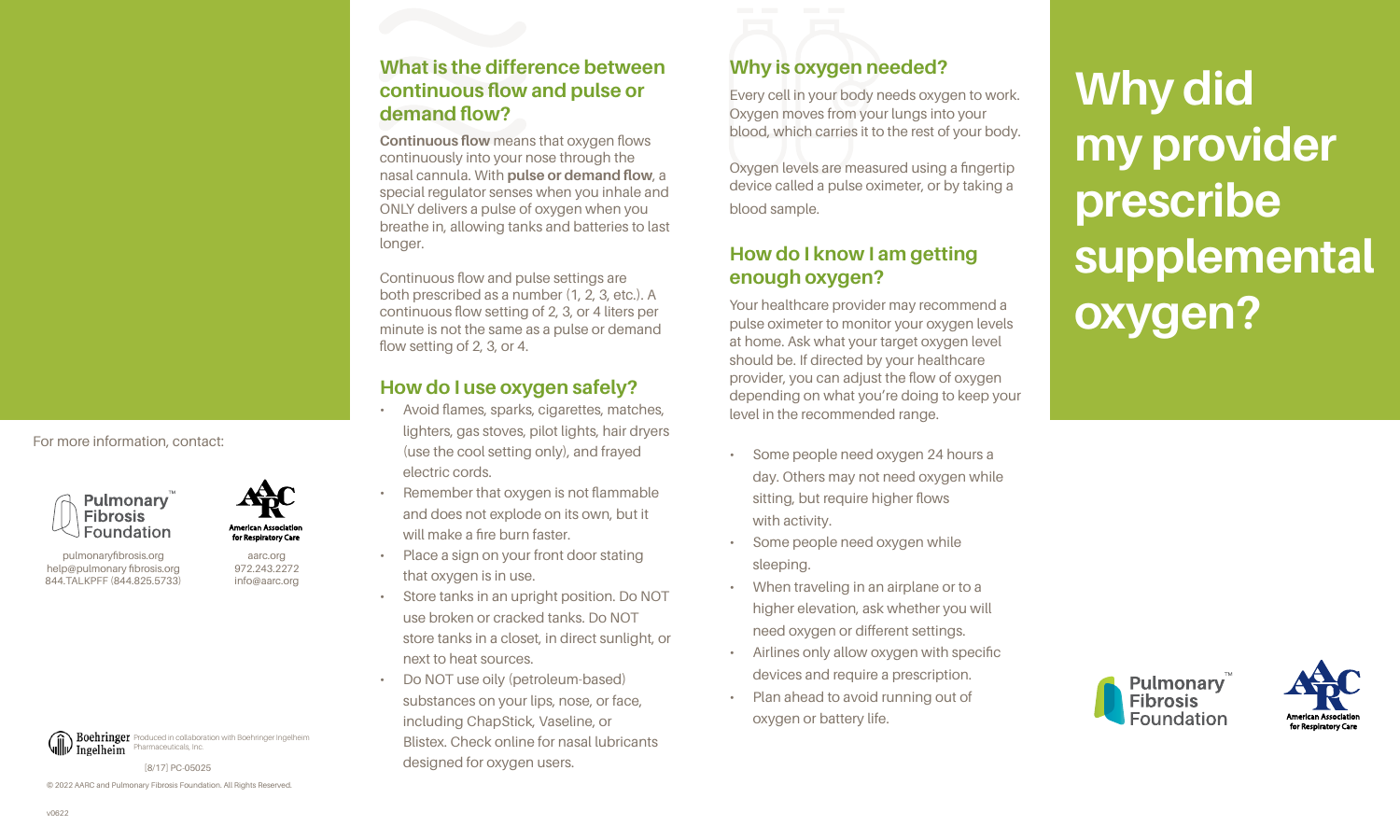# Why did my provider prescribe supplemental oxygen?

## Why is oxygen needed?

Every cell in your body needs oxygen to work. Oxygen moves from your lungs into your blood, which carries it to the rest of your body.

Oxygen levels are measured using a fingertip device called a pulse oximeter, or by taking a blood sample.

## How do I know I am getting enough oxygen?

Your healthcare provider may recommend a pulse oximeter to monitor your oxygen levels at home. Ask what your target oxygen level should be. If directed by your healthcare provider, you can adjust the flow of oxygen depending on what you're doing to keep your level in the recommended range.

- Some people need oxygen 24 hours a day. Others may not need oxygen while sitting, but require higher flows with activity.
- Some people need oxygen while sleeping.
- When traveling in an airplane or to a higher elevation, ask whether you will need oxygen or different settings.
- Airlines only allow oxygen with specific devices and require a prescription.
- Plan ahead to avoid running out of oxygen or battery life.

## What is the difference between continuous flow and pulse or demand flow?

**Continuous flow** means that oxygen flows continuously into your nose through the nasal cannula. With **pulse or demand flow**, a special regulator senses when you inhale and ONLY delivers a pulse of oxygen when you breathe in, allowing tanks and batteries to last longer.

Continuous flow and pulse settings are both prescribed as a number (1, 2, 3, etc.). A continuous flow setting of 2, 3, or 4 liters per minute is not the same as a pulse or demand flow setting of 2, 3, or 4.

## How do I use oxygen safely?

- Avoid flames, sparks, cigarettes, matches, lighters, gas stoves, pilot lights, hair dryers (use the cool setting only), and frayed electric cords.
- Remember that oxygen is not flammable and does not explode on its own, but it will make a fire burn faster.
- Place a sign on your front door stating that oxygen is in use.
- Store tanks in an upright position. Do NOT use broken or cracked tanks. Do NOT store tanks in a closet, in direct sunlight, or next to heat sources.
- Do NOT use oily (petroleum-based) substances on your lips, nose, or face, including ChapStick, Vaseline, or Blistex. Check online for nasal lubricants designed for oxygen users.

For more information, contact:

Pulmonary Fibrosis Foundation
pulmonaryfibrosis.org
help@pulmonary fibrosis.org
844.TALKPFF (844.825.5733)

American Association for Respiratory Care
aarc.org
972.243.2272
info@aarc.org

Boehringer Ingelheim — Produced in collaboration with Boehringer Ingelheim Pharmaceuticals, Inc.

[8/17] PC-05025

© 2022 AARC and Pulmonary Fibrosis Foundation. All Rights Reserved.

v0622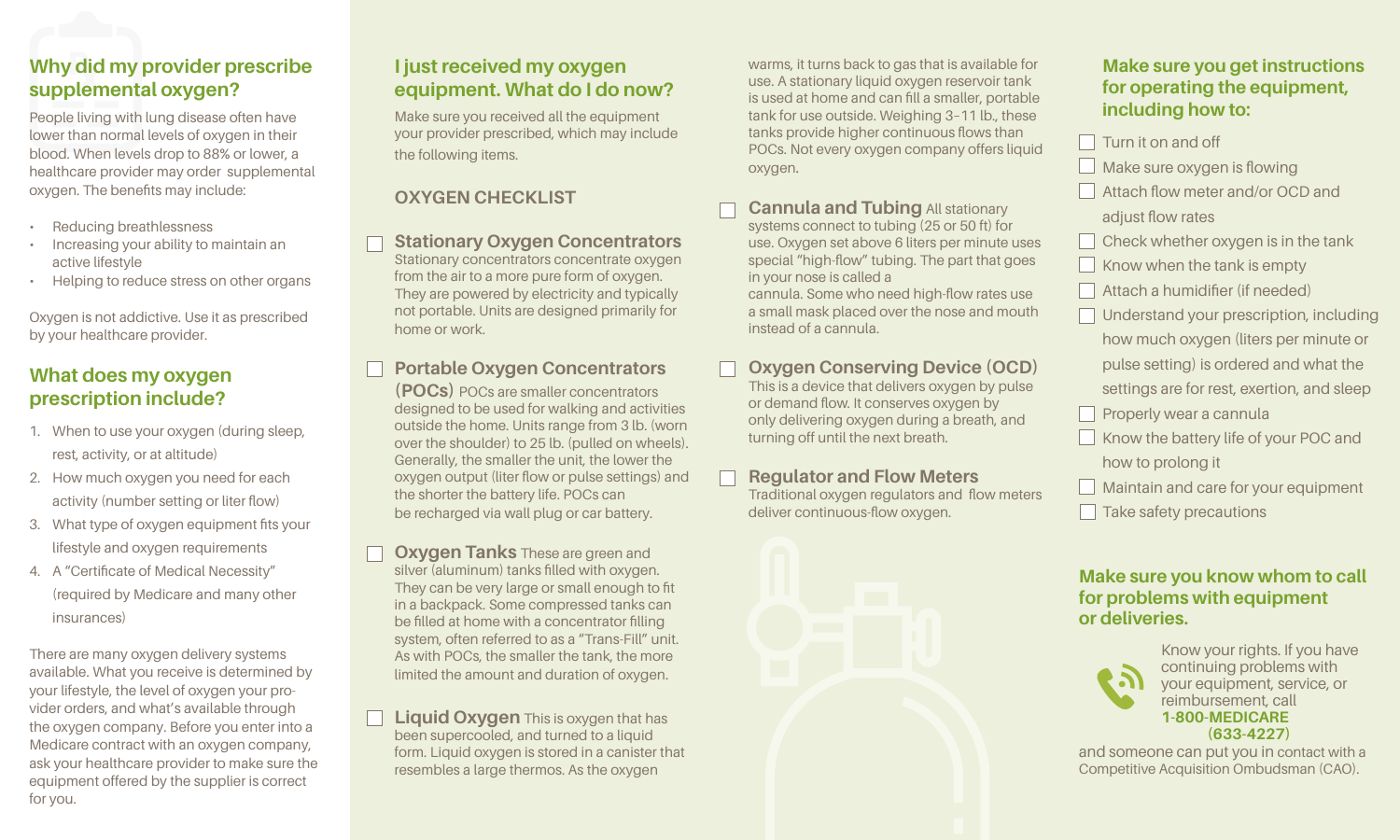## Why did my provider prescribe supplemental oxygen?

People living with lung disease often have lower than normal levels of oxygen in their blood. When levels drop to 88% or lower, a healthcare provider may order supplemental oxygen. The benefits may include:

- Reducing breathlessness
- Increasing your ability to maintain an active lifestyle
- Helping to reduce stress on other organs

Oxygen is not addictive. Use it as prescribed by your healthcare provider.

## What does my oxygen prescription include?

1. When to use your oxygen (during sleep, rest, activity, or at altitude)
2. How much oxygen you need for each activity (number setting or liter flow)
3. What type of oxygen equipment fits your lifestyle and oxygen requirements
4. A "Certificate of Medical Necessity" (required by Medicare and many other insurances)

There are many oxygen delivery systems available. What you receive is determined by your lifestyle, the level of oxygen your provider orders, and what's available through the oxygen company. Before you enter into a Medicare contract with an oxygen company, ask your healthcare provider to make sure the equipment offered by the supplier is correct for you.

## I just received my oxygen equipment. What do I do now?

Make sure you received all the equipment your provider prescribed, which may include the following items.

### OXYGEN CHECKLIST

- [ ] **Stationary Oxygen Concentrators** Stationary concentrators concentrate oxygen from the air to a more pure form of oxygen. They are powered by electricity and typically not portable. Units are designed primarily for home or work.
- [ ] **Portable Oxygen Concentrators (POCs)** POCs are smaller concentrators designed to be used for walking and activities outside the home. Units range from 3 lb. (worn over the shoulder) to 25 lb. (pulled on wheels). Generally, the smaller the unit, the lower the oxygen output (liter flow or pulse settings) and the shorter the battery life. POCs can be recharged via wall plug or car battery.
- [ ] **Oxygen Tanks** These are green and silver (aluminum) tanks filled with oxygen. They can be very large or small enough to fit in a backpack. Some compressed tanks can be filled at home with a concentrator filling system, often referred to as a "Trans-Fill" unit. As with POCs, the smaller the tank, the more limited the amount and duration of oxygen.
- [ ] **Liquid Oxygen** This is oxygen that has been supercooled, and turned to a liquid form. Liquid oxygen is stored in a canister that resembles a large thermos. As the oxygen warms, it turns back to gas that is available for use. A stationary liquid oxygen reservoir tank is used at home and can fill a smaller, portable tank for use outside. Weighing 3–11 lb., these tanks provide higher continuous flows than POCs. Not every oxygen company offers liquid oxygen.
- [ ] **Cannula and Tubing** All stationary systems connect to tubing (25 or 50 ft) for use. Oxygen set above 6 liters per minute uses special "high-flow" tubing. The part that goes in your nose is called a cannula. Some who need high-flow rates use a small mask placed over the nose and mouth instead of a cannula.
- [ ] **Oxygen Conserving Device (OCD)** This is a device that delivers oxygen by pulse or demand flow. It conserves oxygen by only delivering oxygen during a breath, and turning off until the next breath.
- [ ] **Regulator and Flow Meters** Traditional oxygen regulators and flow meters deliver continuous-flow oxygen.

## Make sure you get instructions for operating the equipment, including how to:

- [ ] Turn it on and off
- [ ] Make sure oxygen is flowing
- [ ] Attach flow meter and/or OCD and adjust flow rates
- [ ] Check whether oxygen is in the tank
- [ ] Know when the tank is empty
- [ ] Attach a humidifier (if needed)
- [ ] Understand your prescription, including how much oxygen (liters per minute or pulse setting) is ordered and what the settings are for rest, exertion, and sleep
- [ ] Properly wear a cannula
- [ ] Know the battery life of your POC and how to prolong it
- [ ] Maintain and care for your equipment
- [ ] Take safety precautions

## Make sure you know whom to call for problems with equipment or deliveries.

Know your rights. If you have continuing problems with your equipment, service, or reimbursement, call **1-800-MEDICARE (633-4227)** and someone can put you in contact with a Competitive Acquisition Ombudsman (CAO).